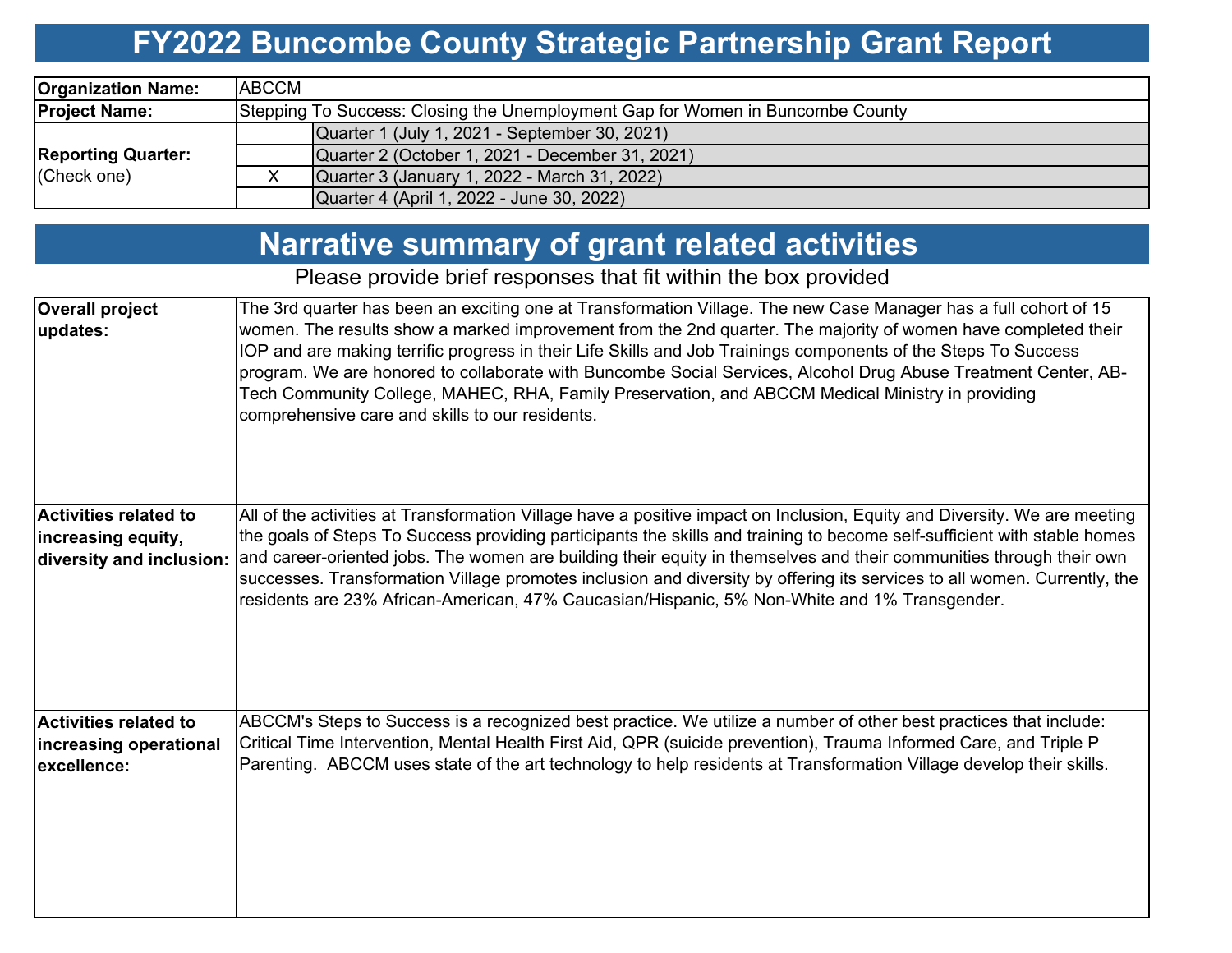# FY2022 Buncombe County Strategic Partnership Grant Report

| | | |
|---|---|---|
| **Organization Name:** | ABCCM | |
| **Project Name:** | Stepping To Success: Closing the Unemployment Gap for Women in Buncombe County | |
| **Reporting Quarter:** (Check one) | | Quarter 1 (July 1, 2021 - September 30, 2021) |
| | | Quarter 2 (October 1, 2021 - December 31, 2021) |
| | X | Quarter 3 (January 1, 2022 - March 31, 2022) |
| | | Quarter 4 (April 1, 2022 - June 30, 2022) |

## Narrative summary of grant related activities

Please provide brief responses that fit within the box provided

| | |
|---|---|
| **Overall project updates:** | The 3rd quarter has been an exciting one at Transformation Village. The new Case Manager has a full cohort of 15 women. The results show a marked improvement from the 2nd quarter. The majority of women have completed their IOP and are making terrific progress in their Life Skills and Job Trainings components of the Steps To Success program. We are honored to collaborate with Buncombe Social Services, Alcohol Drug Abuse Treatment Center, AB-Tech Community College, MAHEC, RHA, Family Preservation, and ABCCM Medical Ministry in providing comprehensive care and skills to our residents. |
| **Activities related to increasing equity, diversity and inclusion:** | All of the activities at Transformation Village have a positive impact on Inclusion, Equity and Diversity. We are meeting the goals of Steps To Success providing participants the skills and training to become self-sufficient with stable homes and career-oriented jobs. The women are building their equity in themselves and their communities through their own successes. Transformation Village promotes inclusion and diversity by offering its services to all women. Currently, the residents are 23% African-American, 47% Caucasian/Hispanic, 5% Non-White and 1% Transgender. |
| **Activities related to increasing operational excellence:** | ABCCM's Steps to Success is a recognized best practice. We utilize a number of other best practices that include: Critical Time Intervention, Mental Health First Aid, QPR (suicide prevention), Trauma Informed Care, and Triple P Parenting. ABCCM uses state of the art technology to help residents at Transformation Village develop their skills. |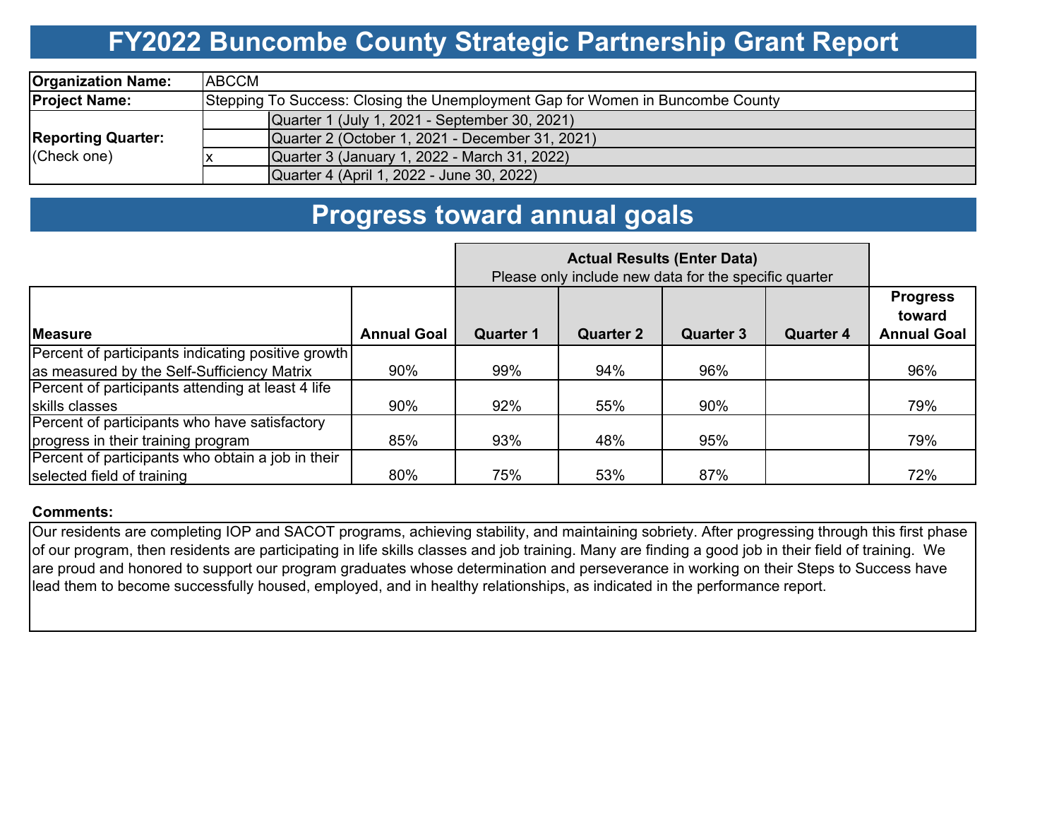# FY2022 Buncombe County Strategic Partnership Grant Report

| | | |
|---|---|---|
| **Organization Name:** | ABCCM | |
| **Project Name:** | Stepping To Success: Closing the Unemployment Gap for Women in Buncombe County | |
| **Reporting Quarter:** (Check one) | | Quarter 1 (July 1, 2021 - September 30, 2021) |
| | | Quarter 2 (October 1, 2021 - December 31, 2021) |
| | x | Quarter 3 (January 1, 2022 - March 31, 2022) |
| | | Quarter 4 (April 1, 2022 - June 30, 2022) |

## Progress toward annual goals

| Measure | Annual Goal | Actual Results (Enter Data) Please only include new data for the specific quarter | | | | Progress toward Annual Goal |
|---|---|---|---|---|---|---|
| | | Quarter 1 | Quarter 2 | Quarter 3 | Quarter 4 | |
| Percent of participants indicating positive growth as measured by the Self-Sufficiency Matrix | 90% | 99% | 94% | 96% | | 96% |
| Percent of participants attending at least 4 life skills classes | 90% | 92% | 55% | 90% | | 79% |
| Percent of participants who have satisfactory progress in their training program | 85% | 93% | 48% | 95% | | 79% |
| Percent of participants who obtain a job in their selected field of training | 80% | 75% | 53% | 87% | | 72% |

**Comments:**

Our residents are completing IOP and SACOT programs, achieving stability, and maintaining sobriety. After progressing through this first phase of our program, then residents are participating in life skills classes and job training. Many are finding a good job in their field of training. We are proud and honored to support our program graduates whose determination and perseverance in working on their Steps to Success have lead them to become successfully housed, employed, and in healthy relationships, as indicated in the performance report.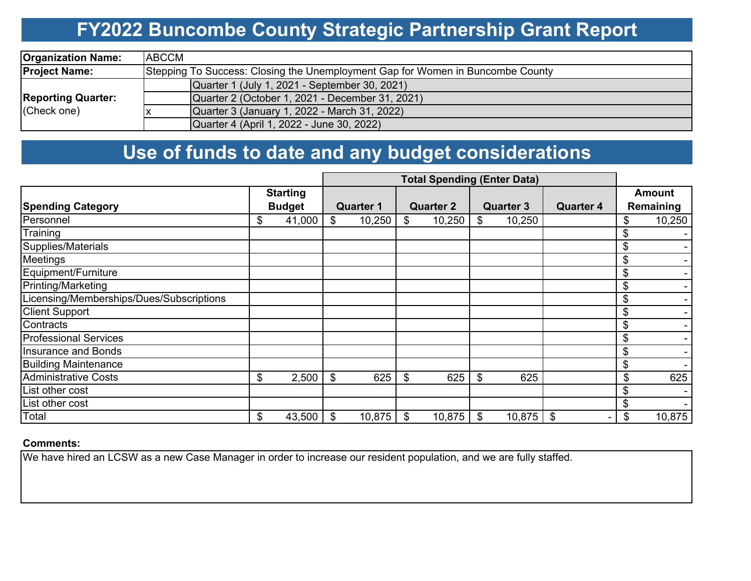# FY2022 Buncombe County Strategic Partnership Grant Report

| | | |
|---|---|---|
| **Organization Name:** | ABCCM | |
| **Project Name:** | Stepping To Success: Closing the Unemployment Gap for Women in Buncombe County | |
| **Reporting Quarter:** (Check one) | | Quarter 1 (July 1, 2021 - September 30, 2021) |
| | | Quarter 2 (October 1, 2021 - December 31, 2021) |
| | x | Quarter 3 (January 1, 2022 - March 31, 2022) |
| | | Quarter 4 (April 1, 2022 - June 30, 2022) |

## Use of funds to date and any budget considerations

| | | Total Spending (Enter Data) | | | | |
|---|---|---|---|---|---|---|
| **Spending Category** | **Starting Budget** | **Quarter 1** | **Quarter 2** | **Quarter 3** | **Quarter 4** | **Amount Remaining** |
| Personnel | $ 41,000 | $ 10,250 | $ 10,250 | $ 10,250 | | $ 10,250 |
| Training | | | | | | $ - |
| Supplies/Materials | | | | | | $ - |
| Meetings | | | | | | $ - |
| Equipment/Furniture | | | | | | $ - |
| Printing/Marketing | | | | | | $ - |
| Licensing/Memberships/Dues/Subscriptions | | | | | | $ - |
| Client Support | | | | | | $ - |
| Contracts | | | | | | $ - |
| Professional Services | | | | | | $ - |
| Insurance and Bonds | | | | | | $ - |
| Building Maintenance | | | | | | $ - |
| Administrative Costs | $ 2,500 | $ 625 | $ 625 | $ 625 | | $ 625 |
| List other cost | | | | | | $ - |
| List other cost | | | | | | $ - |
| Total | $ 43,500 | $ 10,875 | $ 10,875 | $ 10,875 | $ - | $ 10,875 |

**Comments:**

We have hired an LCSW as a new Case Manager in order to increase our resident population, and we are fully staffed.